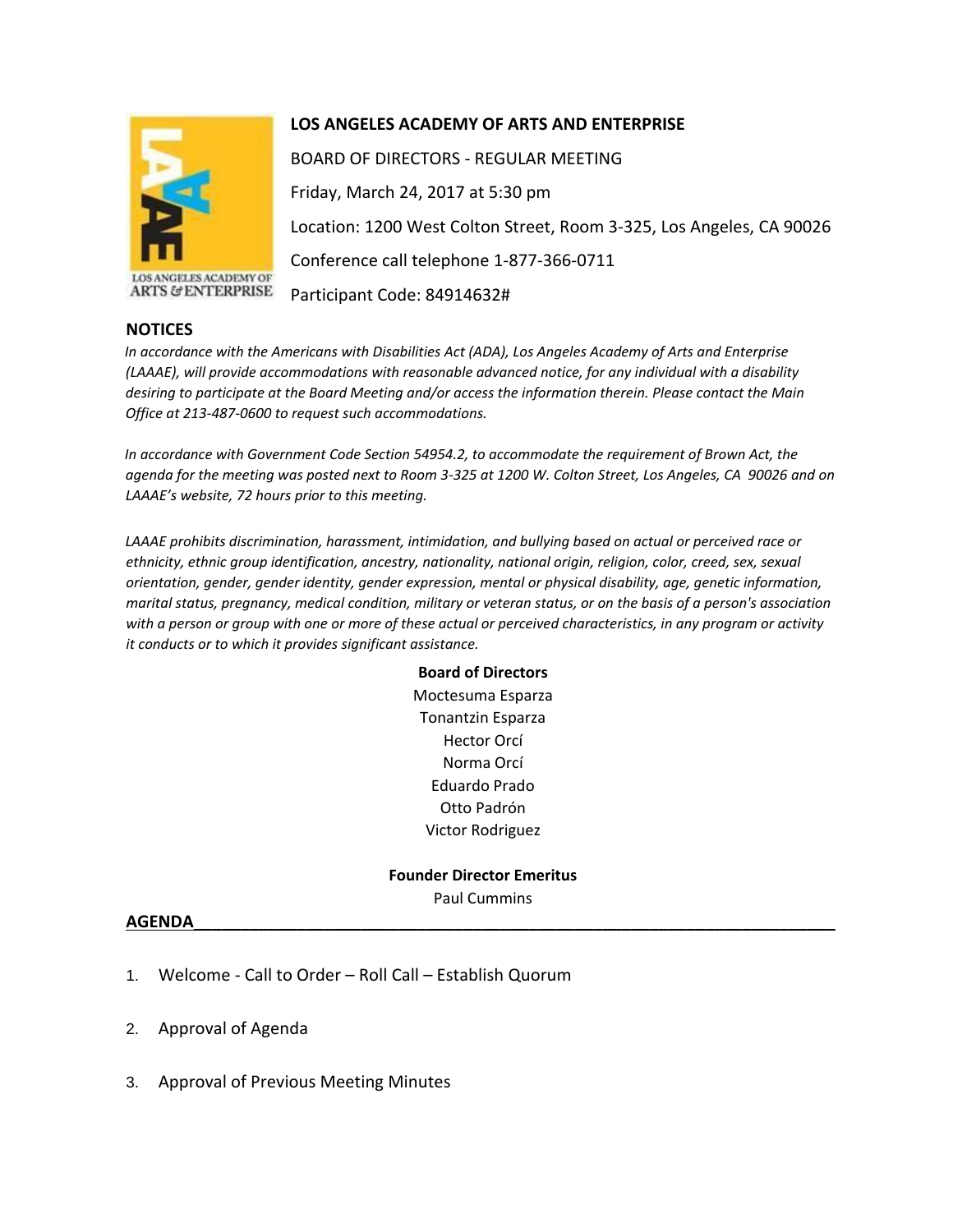# LOS ANGELES ACADEMY OF ARTS AND ENTERPRISE

BOARD OF DIRECTORS - REGULAR MEETING

Friday, March 24, 2017 at 5:30 pm

Location: 1200 West Colton Street, Room 3-325, Los Angeles, CA 90026

Conference call telephone 1-877-366-0711

Participant Code: 84914632#

## NOTICES

*In accordance with the Americans with Disabilities Act (ADA), Los Angeles Academy of Arts and Enterprise (LAAAE), will provide accommodations with reasonable advanced notice, for any individual with a disability desiring to participate at the Board Meeting and/or access the information therein. Please contact the Main Office at 213-487-0600 to request such accommodations.*

*In accordance with Government Code Section 54954.2, to accommodate the requirement of Brown Act, the agenda for the meeting was posted next to Room 3-325 at 1200 W. Colton Street, Los Angeles, CA 90026 and on LAAAE's website, 72 hours prior to this meeting.*

*LAAAE prohibits discrimination, harassment, intimidation, and bullying based on actual or perceived race or ethnicity, ethnic group identification, ancestry, nationality, national origin, religion, color, creed, sex, sexual orientation, gender, gender identity, gender expression, mental or physical disability, age, genetic information, marital status, pregnancy, medical condition, military or veteran status, or on the basis of a person's association with a person or group with one or more of these actual or perceived characteristics, in any program or activity it conducts or to which it provides significant assistance.*

**Board of Directors**

Moctesuma Esparza
Tonantzin Esparza
Hector Orcí
Norma Orcí
Eduardo Prado
Otto Padrón
Victor Rodriguez

**Founder Director Emeritus**

Paul Cummins

## AGENDA

1. Welcome - Call to Order – Roll Call – Establish Quorum
2. Approval of Agenda
3. Approval of Previous Meeting Minutes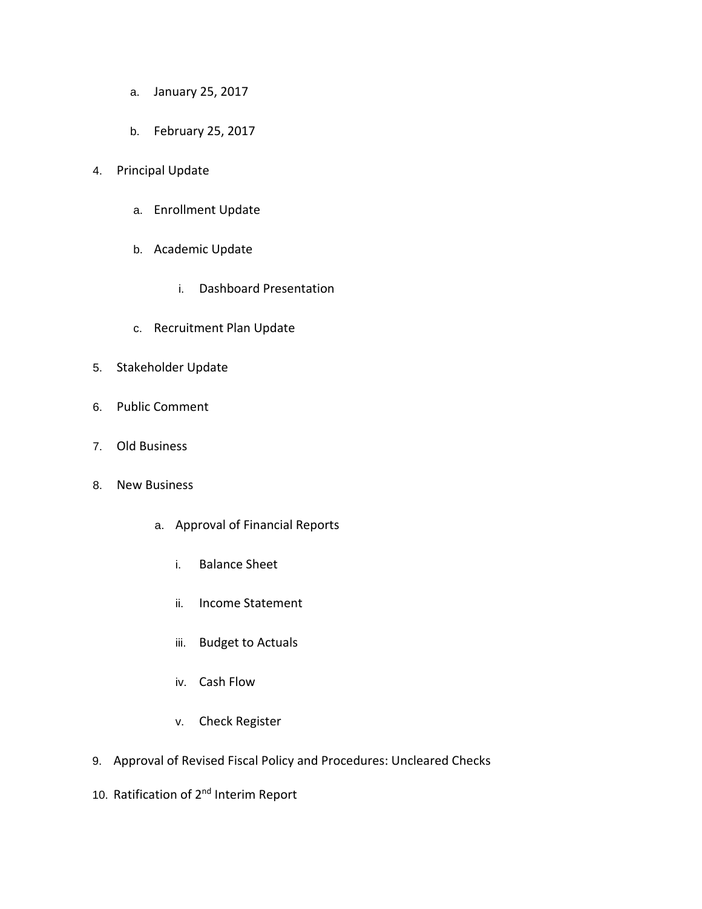a. January 25, 2017

   b. February 25, 2017

4. Principal Update

   a. Enrollment Update

   b. Academic Update

      i. Dashboard Presentation

   c. Recruitment Plan Update

5. Stakeholder Update

6. Public Comment

7. Old Business

8. New Business

   a. Approval of Financial Reports

      i. Balance Sheet

      ii. Income Statement

      iii. Budget to Actuals

      iv. Cash Flow

      v. Check Register

9. Approval of Revised Fiscal Policy and Procedures: Uncleared Checks

10. Ratification of 2nd Interim Report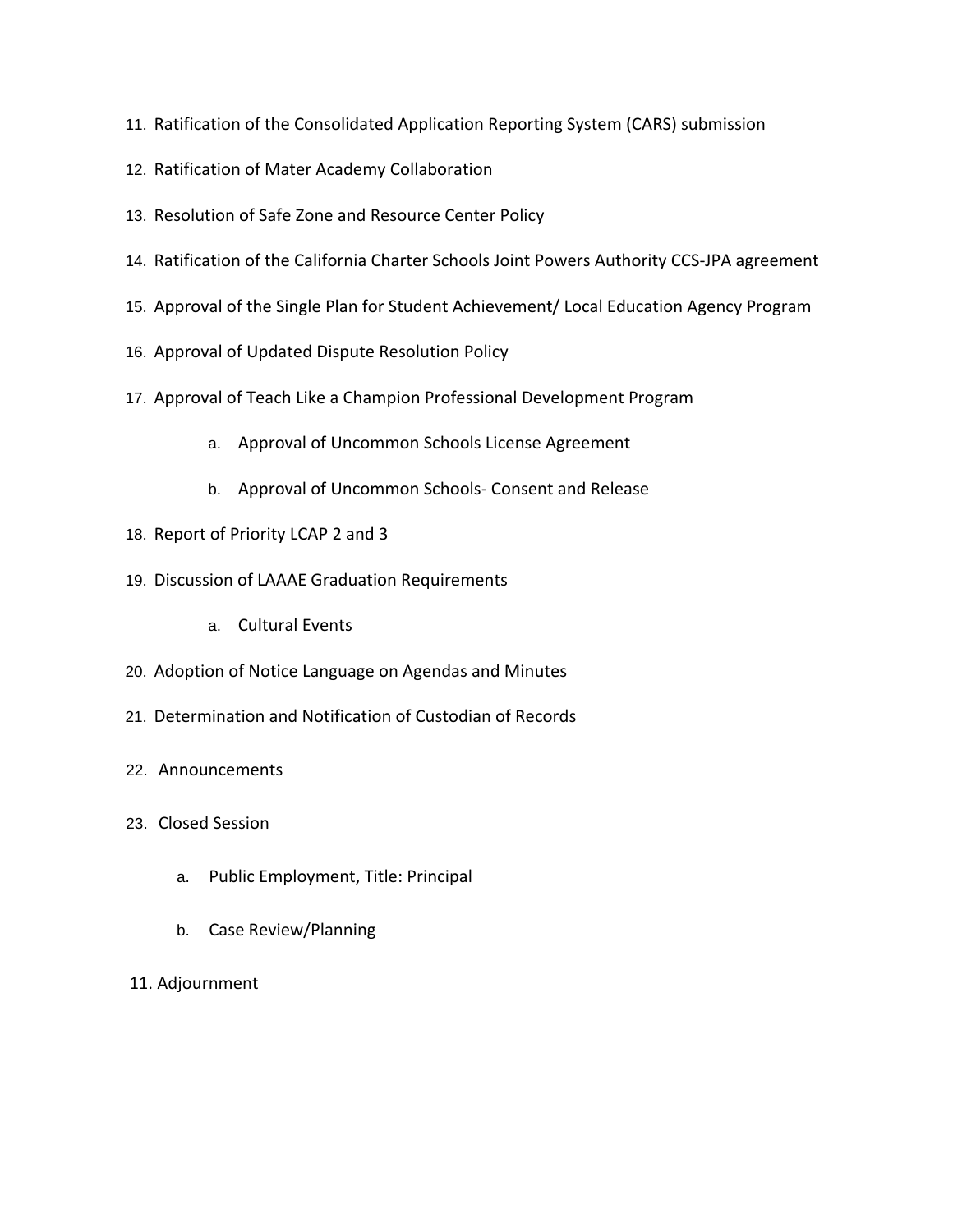11. Ratification of the Consolidated Application Reporting System (CARS) submission

12. Ratification of Mater Academy Collaboration

13. Resolution of Safe Zone and Resource Center Policy

14. Ratification of the California Charter Schools Joint Powers Authority CCS-JPA agreement

15. Approval of the Single Plan for Student Achievement/ Local Education Agency Program

16. Approval of Updated Dispute Resolution Policy

17. Approval of Teach Like a Champion Professional Development Program

    a. Approval of Uncommon Schools License Agreement

    b. Approval of Uncommon Schools- Consent and Release

18. Report of Priority LCAP 2 and 3

19. Discussion of LAAAE Graduation Requirements

    a. Cultural Events

20. Adoption of Notice Language on Agendas and Minutes

21. Determination and Notification of Custodian of Records

22. Announcements

23. Closed Session

    a. Public Employment, Title: Principal

    b. Case Review/Planning

11. Adjournment